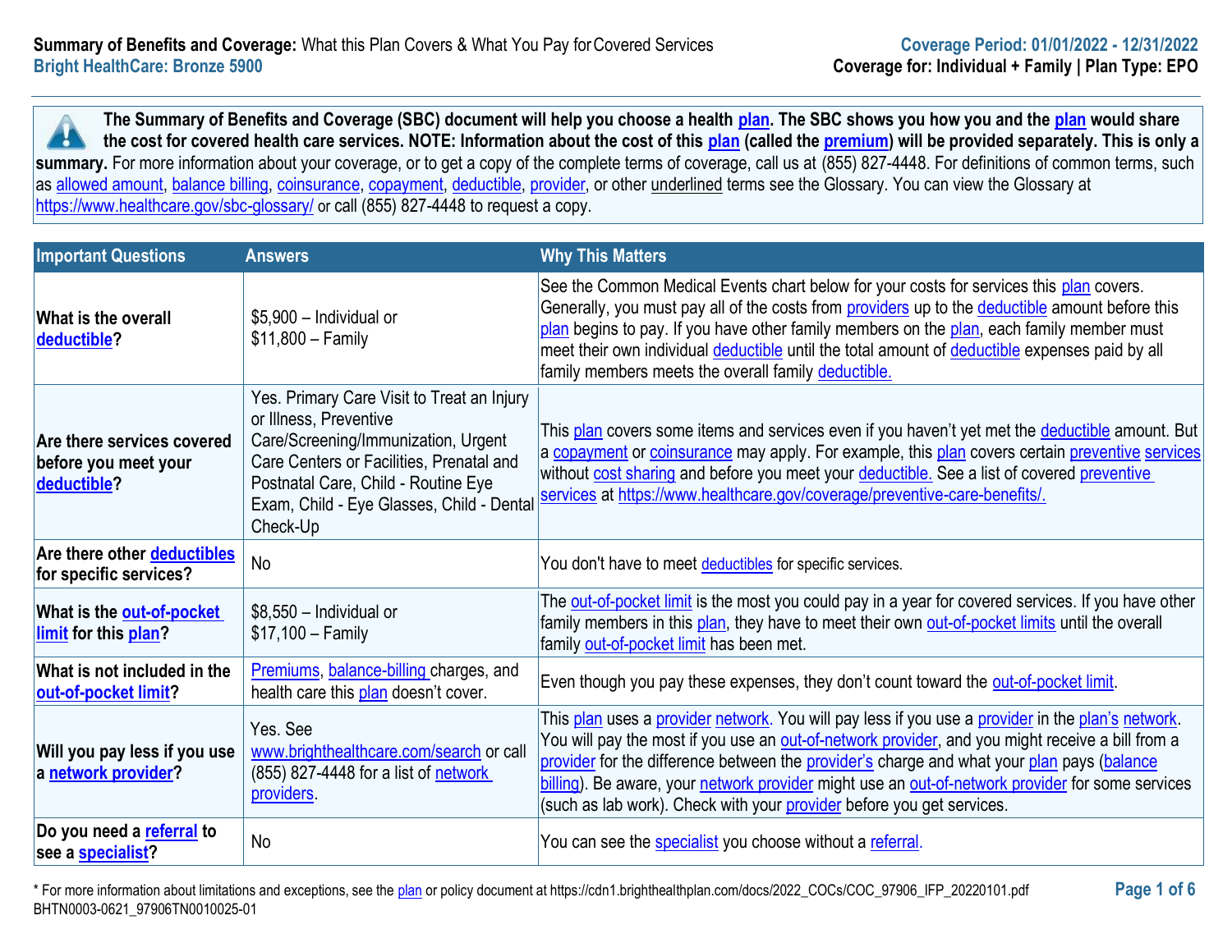**Summary of Benefits and Coverage:** What this Plan Covers & What You Pay for Covered Services
**Bright HealthCare: Bronze 5900**

**Coverage Period: 01/01/2022 - 12/31/2022**
**Coverage for: Individual + Family | Plan Type: EPO**

**The Summary of Benefits and Coverage (SBC) document will help you choose a health plan. The SBC shows you how you and the plan would share the cost for covered health care services. NOTE: Information about the cost of this plan (called the premium) will be provided separately. This is only a summary.** For more information about your coverage, or to get a copy of the complete terms of coverage, call us at (855) 827-4448. For definitions of common terms, such as allowed amount, balance billing, coinsurance, copayment, deductible, provider, or other underlined terms see the Glossary. You can view the Glossary at https://www.healthcare.gov/sbc-glossary/ or call (855) 827-4448 to request a copy.

| Important Questions | Answers | Why This Matters |
|---|---|---|
| **What is the overall deductible?** | $5,900 – Individual or $11,800 – Family | See the Common Medical Events chart below for your costs for services this plan covers. Generally, you must pay all of the costs from providers up to the deductible amount before this plan begins to pay. If you have other family members on the plan, each family member must meet their own individual deductible until the total amount of deductible expenses paid by all family members meets the overall family deductible. |
| **Are there services covered before you meet your deductible?** | Yes. Primary Care Visit to Treat an Injury or Illness, Preventive Care/Screening/Immunization, Urgent Care Centers or Facilities, Prenatal and Postnatal Care, Child - Routine Eye Exam, Child - Eye Glasses, Child - Dental Check-Up | This plan covers some items and services even if you haven't yet met the deductible amount. But a copayment or coinsurance may apply. For example, this plan covers certain preventive services without cost sharing and before you meet your deductible. See a list of covered preventive services at https://www.healthcare.gov/coverage/preventive-care-benefits/. |
| **Are there other deductibles for specific services?** | No | You don't have to meet deductibles for specific services. |
| **What is the out-of-pocket limit for this plan?** | $8,550 – Individual or $17,100 – Family | The out-of-pocket limit is the most you could pay in a year for covered services. If you have other family members in this plan, they have to meet their own out-of-pocket limits until the overall family out-of-pocket limit has been met. |
| **What is not included in the out-of-pocket limit?** | Premiums, balance-billing charges, and health care this plan doesn't cover. | Even though you pay these expenses, they don't count toward the out-of-pocket limit. |
| **Will you pay less if you use a network provider?** | Yes. See www.brighthealthcare.com/search or call (855) 827-4448 for a list of network providers. | This plan uses a provider network. You will pay less if you use a provider in the plan's network. You will pay the most if you use an out-of-network provider, and you might receive a bill from a provider for the difference between the provider's charge and what your plan pays (balance billing). Be aware, your network provider might use an out-of-network provider for some services (such as lab work). Check with your provider before you get services. |
| **Do you need a referral to see a specialist?** | No | You can see the specialist you choose without a referral. |

\* For more information about limitations and exceptions, see the plan or policy document at https://cdn1.brighthealthplan.com/docs/2022_COCs/COC_97906_IFP_20220101.pdf
BHTN0003-0621_97906TN0010025-01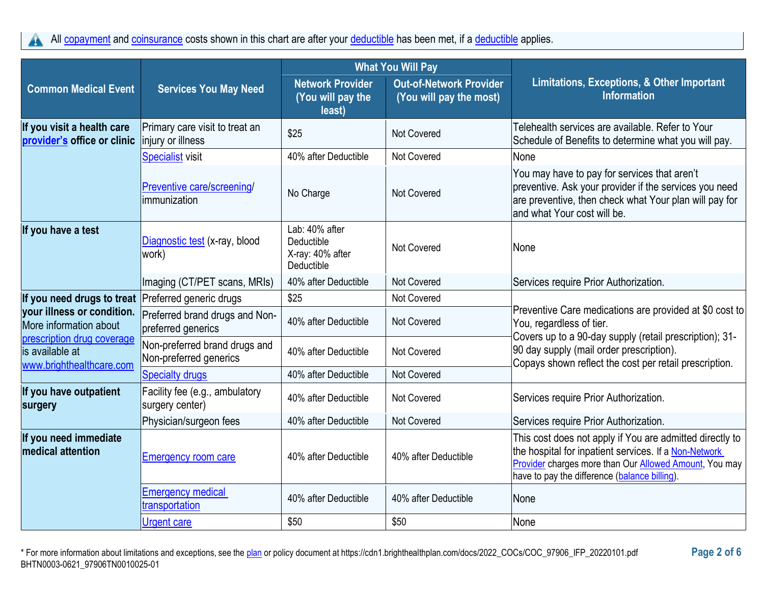All copayment and coinsurance costs shown in this chart are after your deductible has been met, if a deductible applies.

| Common Medical Event | Services You May Need | What You Will Pay | | Limitations, Exceptions, & Other Important Information |
|---|---|---|---|---|
| | | Network Provider (You will pay the least) | Out-of-Network Provider (You will pay the most) | |
| **If you visit a health care provider's office or clinic** | Primary care visit to treat an injury or illness | $25 | Not Covered | Telehealth services are available. Refer to Your Schedule of Benefits to determine what you will pay. |
| | Specialist visit | 40% after Deductible | Not Covered | None |
| | Preventive care/screening/ immunization | No Charge | Not Covered | You may have to pay for services that aren't preventive. Ask your provider if the services you need are preventive, then check what Your plan will pay for and what Your cost will be. |
| **If you have a test** | Diagnostic test (x-ray, blood work) | Lab: 40% after Deductible<br>X-ray: 40% after Deductible | Not Covered | None |
| | Imaging (CT/PET scans, MRIs) | 40% after Deductible | Not Covered | Services require Prior Authorization. |
| **If you need drugs to treat your illness or condition.** More information about prescription drug coverage is available at www.brighthealthcare.com | Preferred generic drugs | $25 | Not Covered | Preventive Care medications are provided at $0 cost to You, regardless of tier.<br>Covers up to a 90-day supply (retail prescription); 31-90 day supply (mail order prescription).<br>Copays shown reflect the cost per retail prescription. |
| | Preferred brand drugs and Non-preferred generics | 40% after Deductible | Not Covered | |
| | Non-preferred brand drugs and Non-preferred generics | 40% after Deductible | Not Covered | |
| | Specialty drugs | 40% after Deductible | Not Covered | |
| **If you have outpatient surgery** | Facility fee (e.g., ambulatory surgery center) | 40% after Deductible | Not Covered | Services require Prior Authorization. |
| | Physician/surgeon fees | 40% after Deductible | Not Covered | Services require Prior Authorization. |
| **If you need immediate medical attention** | Emergency room care | 40% after Deductible | 40% after Deductible | This cost does not apply if You are admitted directly to the hospital for inpatient services. If a Non-Network Provider charges more than Our Allowed Amount, You may have to pay the difference (balance billing). |
| | Emergency medical transportation | 40% after Deductible | 40% after Deductible | None |
| | Urgent care | $50 | $50 | None |

* For more information about limitations and exceptions, see the plan or policy document at https://cdn1.brighthealthplan.com/docs/2022_COCs/COC_97906_IFP_20220101.pdf
BHTN0003-0621_97906TN0010025-01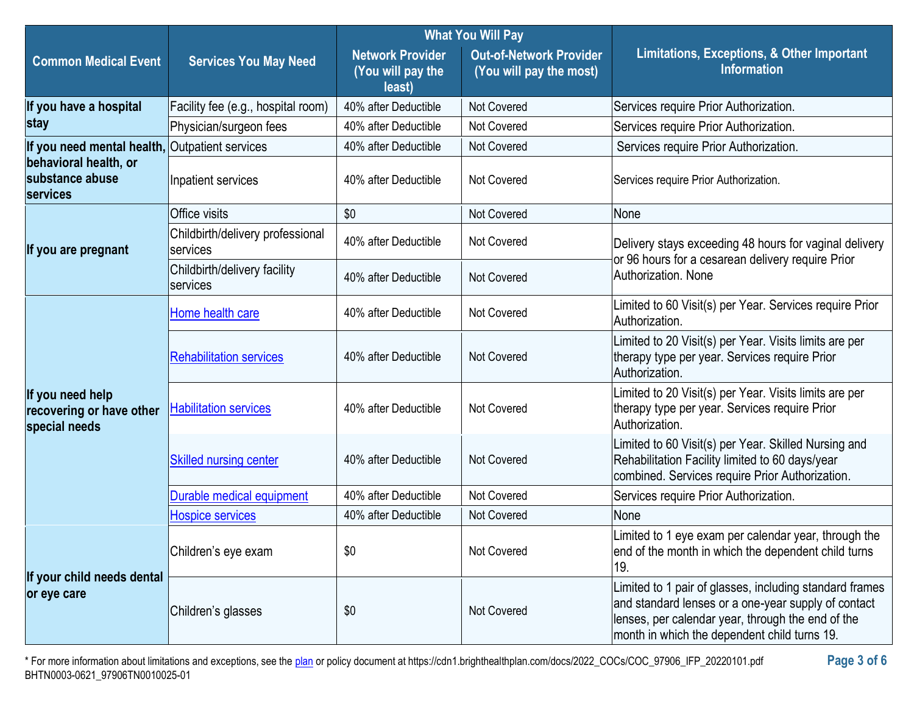| Common Medical Event | Services You May Need | What You Will Pay | | Limitations, Exceptions, & Other Important Information |
|---|---|---|---|---|
| | | Network Provider (You will pay the least) | Out-of-Network Provider (You will pay the most) | |
| If you have a hospital stay | Facility fee (e.g., hospital room) | 40% after Deductible | Not Covered | Services require Prior Authorization. |
| | Physician/surgeon fees | 40% after Deductible | Not Covered | Services require Prior Authorization. |
| If you need mental health, behavioral health, or substance abuse services | Outpatient services | 40% after Deductible | Not Covered | Services require Prior Authorization. |
| | Inpatient services | 40% after Deductible | Not Covered | Services require Prior Authorization. |
| If you are pregnant | Office visits | $0 | Not Covered | None |
| | Childbirth/delivery professional services | 40% after Deductible | Not Covered | Delivery stays exceeding 48 hours for vaginal delivery or 96 hours for a cesarean delivery require Prior Authorization. None |
| | Childbirth/delivery facility services | 40% after Deductible | Not Covered | |
| If you need help recovering or have other special needs | Home health care | 40% after Deductible | Not Covered | Limited to 60 Visit(s) per Year. Services require Prior Authorization. |
| | Rehabilitation services | 40% after Deductible | Not Covered | Limited to 20 Visit(s) per Year. Visits limits are per therapy type per year. Services require Prior Authorization. |
| | Habilitation services | 40% after Deductible | Not Covered | Limited to 20 Visit(s) per Year. Visits limits are per therapy type per year. Services require Prior Authorization. |
| | Skilled nursing center | 40% after Deductible | Not Covered | Limited to 60 Visit(s) per Year. Skilled Nursing and Rehabilitation Facility limited to 60 days/year combined. Services require Prior Authorization. |
| | Durable medical equipment | 40% after Deductible | Not Covered | Services require Prior Authorization. |
| | Hospice services | 40% after Deductible | Not Covered | None |
| If your child needs dental or eye care | Children's eye exam | $0 | Not Covered | Limited to 1 eye exam per calendar year, through the end of the month in which the dependent child turns 19. |
| | Children's glasses | $0 | Not Covered | Limited to 1 pair of glasses, including standard frames and standard lenses or a one-year supply of contact lenses, per calendar year, through the end of the month in which the dependent child turns 19. |

* For more information about limitations and exceptions, see the plan or policy document at https://cdn1.brighthealthplan.com/docs/2022_COCs/COC_97906_IFP_20220101.pdf

BHTN0003-0621_97906TN0010025-01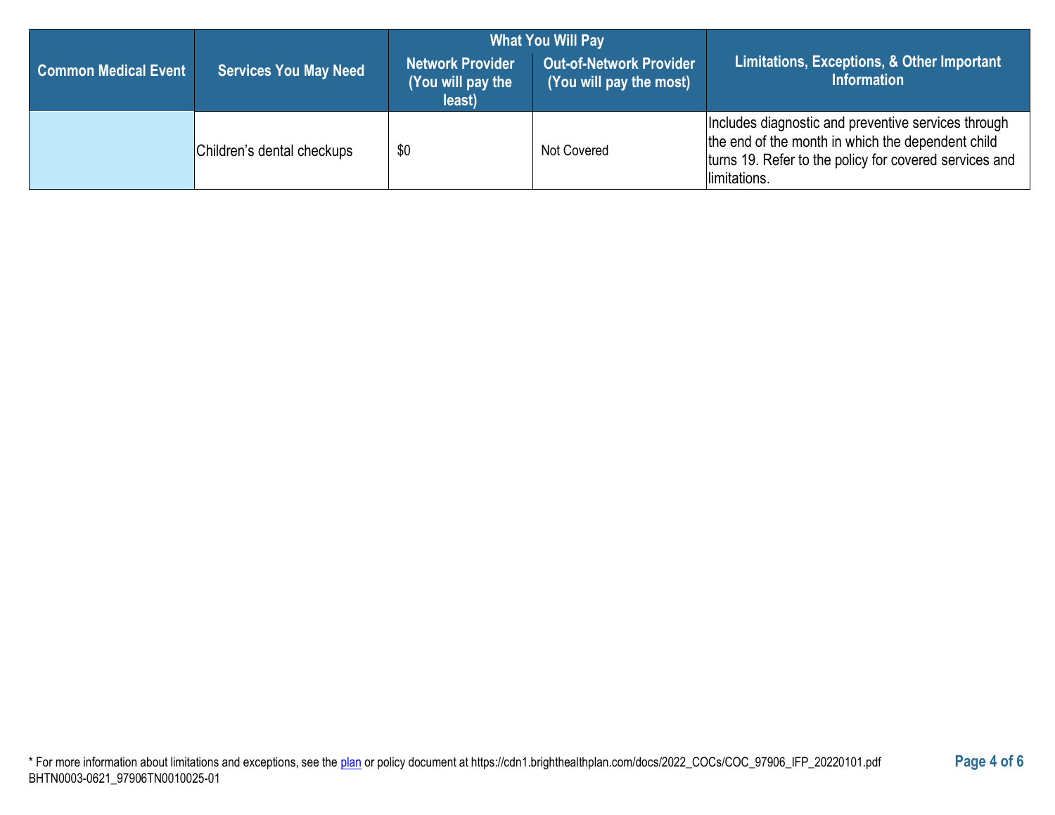| Common Medical Event | Services You May Need | What You Will Pay | | Limitations, Exceptions, & Other Important Information |
|---|---|---|---|---|
| | | Network Provider (You will pay the least) | Out-of-Network Provider (You will pay the most) | |
| | Children's dental checkups | $0 | Not Covered | Includes diagnostic and preventive services through the end of the month in which the dependent child turns 19. Refer to the policy for covered services and limitations. |

* For more information about limitations and exceptions, see the plan or policy document at https://cdn1.brighthealthplan.com/docs/2022_COCs/COC_97906_IFP_20220101.pdf
BHTN0003-0621_97906TN0010025-01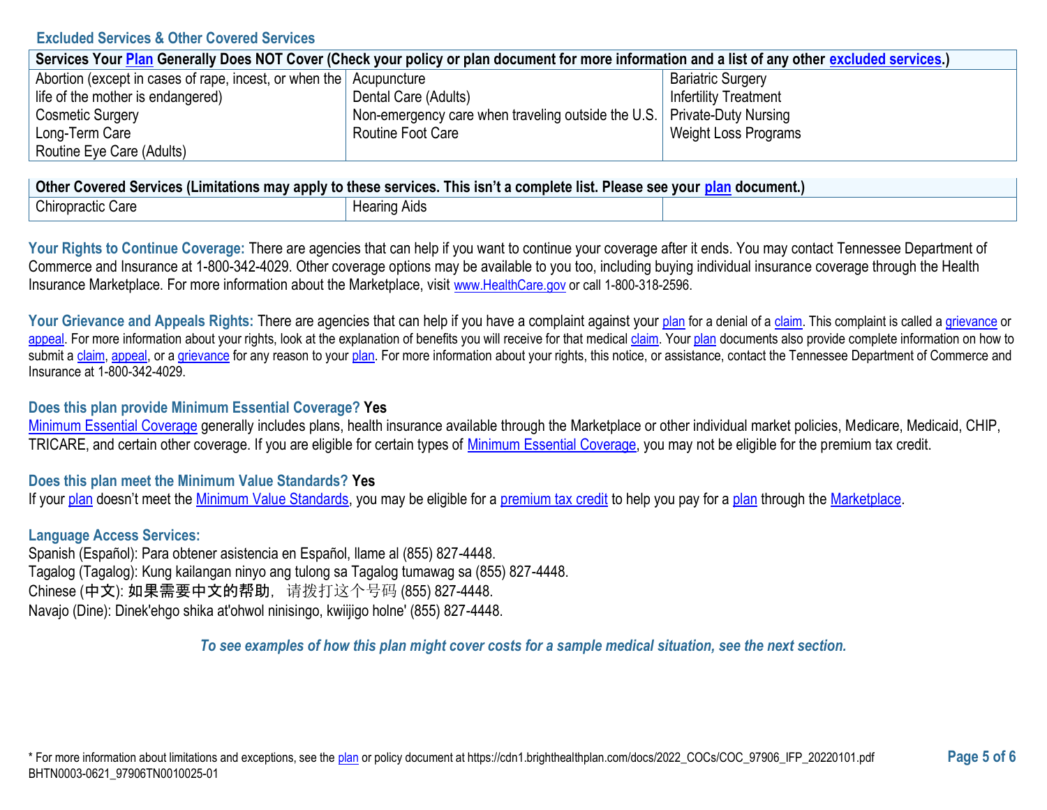## Excluded Services & Other Covered Services

| Services Your Plan Generally Does NOT Cover (Check your policy or plan document for more information and a list of any other excluded services.) | | |
|---|---|---|
| Abortion (except in cases of rape, incest, or when the life of the mother is endangered)<br>Cosmetic Surgery<br>Long-Term Care<br>Routine Eye Care (Adults) | Acupuncture<br>Dental Care (Adults)<br>Non-emergency care when traveling outside the U.S.<br>Routine Foot Care | Bariatric Surgery<br>Infertility Treatment<br>Private-Duty Nursing<br>Weight Loss Programs |

| Other Covered Services (Limitations may apply to these services. This isn't a complete list. Please see your plan document.) | | |
|---|---|---|
| Chiropractic Care | Hearing Aids | |

**Your Rights to Continue Coverage:** There are agencies that can help if you want to continue your coverage after it ends. You may contact Tennessee Department of Commerce and Insurance at 1-800-342-4029. Other coverage options may be available to you too, including buying individual insurance coverage through the Health Insurance Marketplace. For more information about the Marketplace, visit www.HealthCare.gov or call 1-800-318-2596.

**Your Grievance and Appeals Rights:** There are agencies that can help if you have a complaint against your plan for a denial of a claim. This complaint is called a grievance or appeal. For more information about your rights, look at the explanation of benefits you will receive for that medical claim. Your plan documents also provide complete information on how to submit a claim, appeal, or a grievance for any reason to your plan. For more information about your rights, this notice, or assistance, contact the Tennessee Department of Commerce and Insurance at 1-800-342-4029.

**Does this plan provide Minimum Essential Coverage? Yes**

Minimum Essential Coverage generally includes plans, health insurance available through the Marketplace or other individual market policies, Medicare, Medicaid, CHIP, TRICARE, and certain other coverage. If you are eligible for certain types of Minimum Essential Coverage, you may not be eligible for the premium tax credit.

**Does this plan meet the Minimum Value Standards? Yes**

If your plan doesn't meet the Minimum Value Standards, you may be eligible for a premium tax credit to help you pay for a plan through the Marketplace.

**Language Access Services:**

Spanish (Español): Para obtener asistencia en Español, llame al (855) 827-4448.
Tagalog (Tagalog): Kung kailangan ninyo ang tulong sa Tagalog tumawag sa (855) 827-4448.
Chinese (中文): 如果需要中文的帮助，请拨打这个号码 (855) 827-4448.
Navajo (Dine): Dinek'ehgo shika at'ohwol ninisingo, kwiijigo holne' (855) 827-4448.

*To see examples of how this plan might cover costs for a sample medical situation, see the next section.*

* For more information about limitations and exceptions, see the plan or policy document at https://cdn1.brighthealthplan.com/docs/2022_COCs/COC_97906_IFP_20220101.pdf
BHTN0003-0621_97906TN0010025-01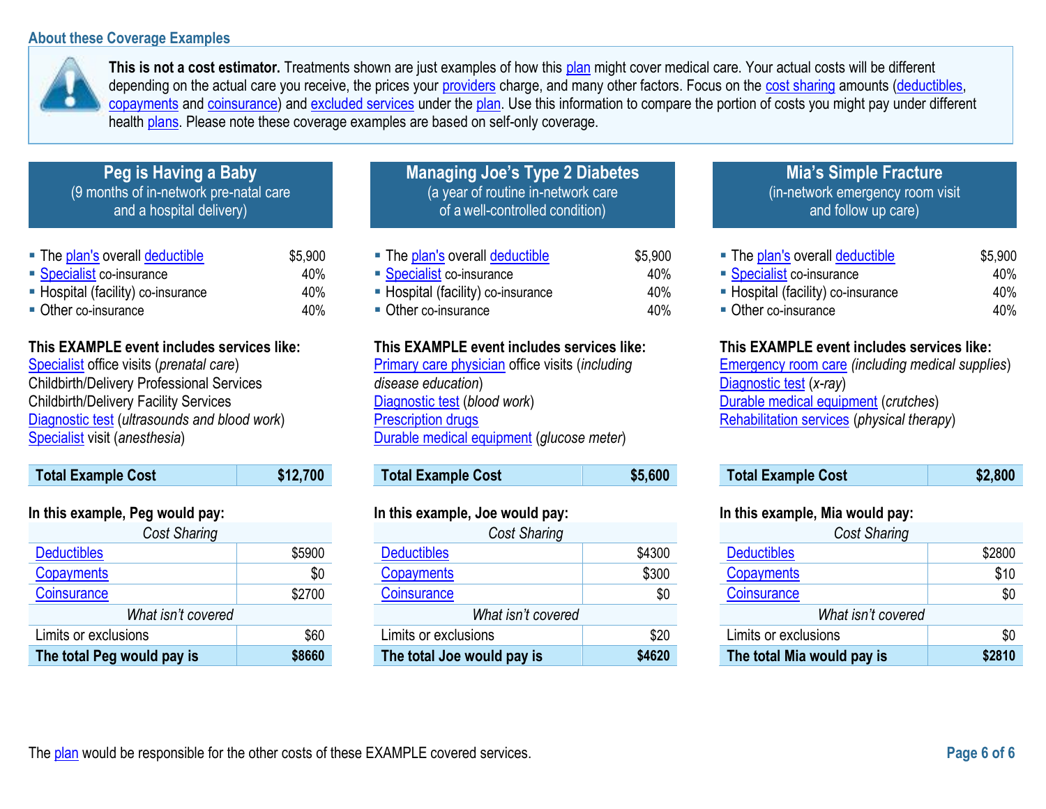## About these Coverage Examples

**This is not a cost estimator.** Treatments shown are just examples of how this plan might cover medical care. Your actual costs will be different depending on the actual care you receive, the prices your providers charge, and many other factors. Focus on the cost sharing amounts (deductibles, copayments and coinsurance) and excluded services under the plan. Use this information to compare the portion of costs you might pay under different health plans. Please note these coverage examples are based on self-only coverage.

### Peg is Having a Baby
(9 months of in-network pre-natal care and a hospital delivery)

- The plan's overall deductible $5,900
- Specialist co-insurance 40%
- Hospital (facility) co-insurance 40%
- Other co-insurance 40%

**This EXAMPLE event includes services like:**
Specialist office visits (*prenatal care*)
Childbirth/Delivery Professional Services
Childbirth/Delivery Facility Services
Diagnostic test (*ultrasounds and blood work*)
Specialist visit (*anesthesia*)

| **Total Example Cost** | **$12,700** |
|---|---|

**In this example, Peg would pay:**

| *Cost Sharing* | |
|---|---|
| Deductibles | $5900 |
| Copayments | $0 |
| Coinsurance | $2700 |
| *What isn't covered* | |
| Limits or exclusions | $60 |
| **The total Peg would pay is** | **$8660** |

### Managing Joe's Type 2 Diabetes
(a year of routine in-network care of a well-controlled condition)

- The plan's overall deductible $5,900
- Specialist co-insurance 40%
- Hospital (facility) co-insurance 40%
- Other co-insurance 40%

**This EXAMPLE event includes services like:**
Primary care physician office visits (*including disease education*)
Diagnostic test (*blood work*)
Prescription drugs
Durable medical equipment (*glucose meter*)

| **Total Example Cost** | **$5,600** |
|---|---|

**In this example, Joe would pay:**

| *Cost Sharing* | |
|---|---|
| Deductibles | $4300 |
| Copayments | $300 |
| Coinsurance | $0 |
| *What isn't covered* | |
| Limits or exclusions | $20 |
| **The total Joe would pay is** | **$4620** |

### Mia's Simple Fracture
(in-network emergency room visit and follow up care)

- The plan's overall deductible $5,900
- Specialist co-insurance 40%
- Hospital (facility) co-insurance 40%
- Other co-insurance 40%

**This EXAMPLE event includes services like:**
Emergency room care (*including medical supplies*)
Diagnostic test (*x-ray*)
Durable medical equipment (*crutches*)
Rehabilitation services (*physical therapy*)

| **Total Example Cost** | **$2,800** |
|---|---|

**In this example, Mia would pay:**

| *Cost Sharing* | |
|---|---|
| Deductibles | $2800 |
| Copayments | $10 |
| Coinsurance | $0 |
| *What isn't covered* | |
| Limits or exclusions | $0 |
| **The total Mia would pay is** | **$2810** |

The plan would be responsible for the other costs of these EXAMPLE covered services.